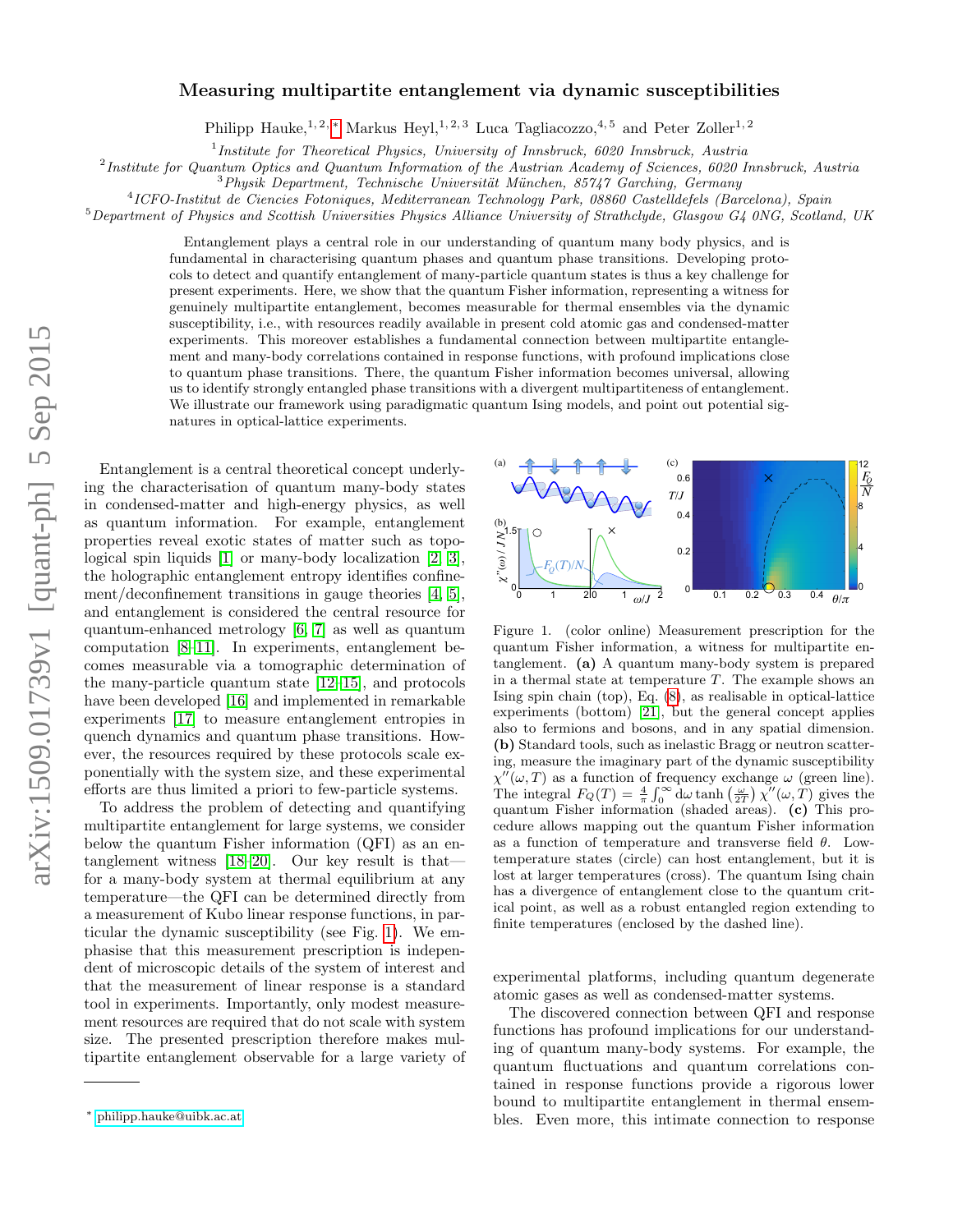# Measuring multipartite entanglement via dynamic susceptibilities

Philipp Hauke,[1,2,*] Markus Heyl,[1,2,3] Luca Tagliacozzo,[4,5] and Peter Zoller[1,2]

[1] *Institute for Theoretical Physics, University of Innsbruck, 6020 Innsbruck, Austria*
[2] *Institute for Quantum Optics and Quantum Information of the Austrian Academy of Sciences, 6020 Innsbruck, Austria*
[3] *Physik Department, Technische Universität München, 85747 Garching, Germany*
[4] *ICFO-Institut de Ciencies Fotoniques, Mediterranean Technology Park, 08860 Castelldefels (Barcelona), Spain*
[5] *Department of Physics and Scottish Universities Physics Alliance University of Strathclyde, Glasgow G4 0NG, Scotland, UK*

Entanglement plays a central role in our understanding of quantum many body physics, and is fundamental in characterising quantum phases and quantum phase transitions. Developing protocols to detect and quantify entanglement of many-particle quantum states is thus a key challenge for present experiments. Here, we show that the quantum Fisher information, representing a witness for genuinely multipartite entanglement, becomes measurable for thermal ensembles via the dynamic susceptibility, i.e., with resources readily available in present cold atomic gas and condensed-matter experiments. This moreover establishes a fundamental connection between multipartite entanglement and many-body correlations contained in response functions, with profound implications close to quantum phase transitions. There, the quantum Fisher information becomes universal, allowing us to identify strongly entangled phase transitions with a divergent multipartiteness of entanglement. We illustrate our framework using paradigmatic quantum Ising models, and point out potential signatures in optical-lattice experiments.

Entanglement is a central theoretical concept underlying the characterisation of quantum many-body states in condensed-matter and high-energy physics, as well as quantum information. For example, entanglement properties reveal exotic states of matter such as topological spin liquids [1] or many-body localization [2, 3], the holographic entanglement entropy identifies confinement/deconfinement transitions in gauge theories [4, 5], and entanglement is considered the central resource for quantum-enhanced metrology [6, 7] as well as quantum computation [8–11]. In experiments, entanglement becomes measurable via a tomographic determination of the many-particle quantum state [12–15], and protocols have been developed [16] and implemented in remarkable experiments [17] to measure entanglement entropies in quench dynamics and quantum phase transitions. However, the resources required by these protocols scale exponentially with the system size, and these experimental efforts are thus limited a priori to few-particle systems.

To address the problem of detecting and quantifying multipartite entanglement for large systems, we consider below the quantum Fisher information (QFI) as an entanglement witness [18–20]. Our key result is that—for a many-body system at thermal equilibrium at any temperature—the QFI can be determined directly from a measurement of Kubo linear response functions, in particular the dynamic susceptibility (see Fig. 1). We emphasise that this measurement prescription is independent of microscopic details of the system of interest and that the measurement of linear response is a standard tool in experiments. Importantly, only modest measurement resources are required that do not scale with system size. The presented prescription therefore makes multipartite entanglement observable for a large variety of experimental platforms, including quantum degenerate atomic gases as well as condensed-matter systems.

Figure 1. (color online) Measurement prescription for the quantum Fisher information, a witness for multipartite entanglement. **(a)** A quantum many-body system is prepared in a thermal state at temperature $T$. The example shows an Ising spin chain (top), Eq. (8), as realisable in optical-lattice experiments (bottom) [21], but the general concept applies also to fermions and bosons, and in any spatial dimension. **(b)** Standard tools, such as inelastic Bragg or neutron scattering, measure the imaginary part of the dynamic susceptibility $\chi''(\omega, T)$ as a function of frequency exchange $\omega$ (green line). The integral $F_Q(T) = \frac{4}{\pi}\int_0^\infty \mathrm{d}\omega \tanh\left(\frac{\omega}{2T}\right)\chi''(\omega, T)$ gives the quantum Fisher information (shaded areas). **(c)** This procedure allows mapping out the quantum Fisher information as a function of temperature and transverse field $\theta$. Low-temperature states (circle) can host entanglement, but it is lost at larger temperatures (cross). The quantum Ising chain has a divergence of entanglement close to the quantum critical point, as well as a robust entangled region extending to finite temperatures (enclosed by the dashed line).

The discovered connection between QFI and response functions has profound implications for our understanding of quantum many-body systems. For example, the quantum fluctuations and quantum correlations contained in response functions provide a rigorous lower bound to multipartite entanglement in thermal ensembles. Even more, this intimate connection to response

---

* philipp.hauke@uibk.ac.at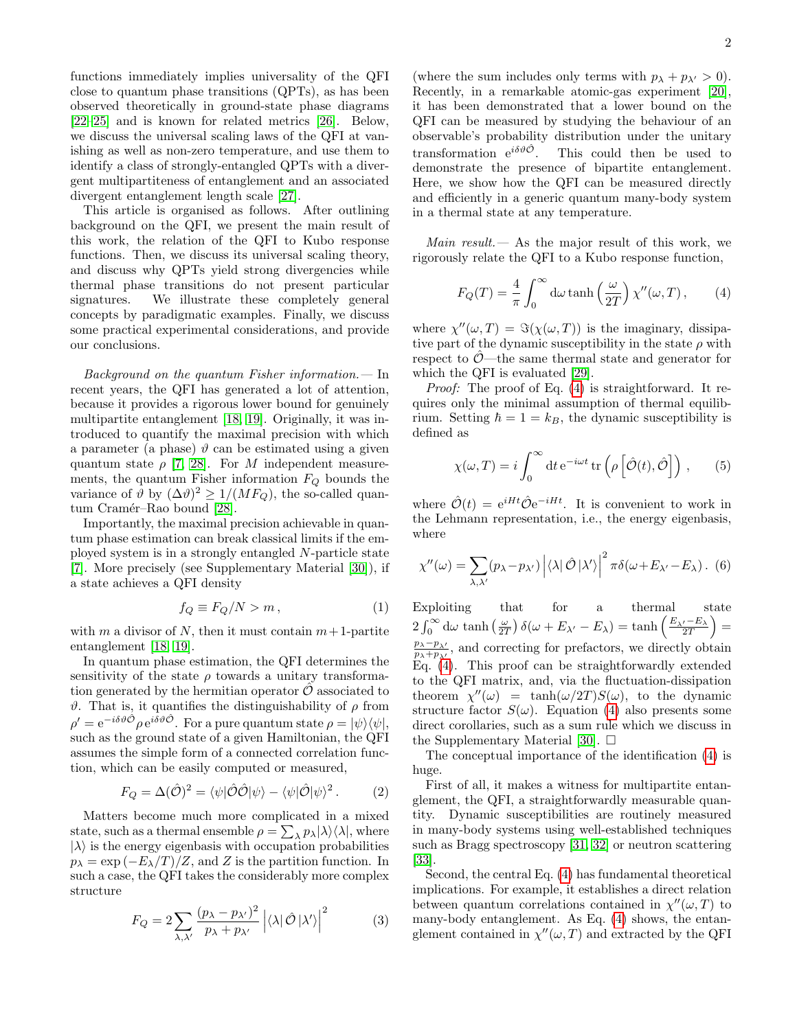functions immediately implies universality of the QFI close to quantum phase transitions (QPTs), as has been observed theoretically in ground-state phase diagrams [22–25] and is known for related metrics [26]. Below, we discuss the universal scaling laws of the QFI at vanishing as well as non-zero temperature, and use them to identify a class of strongly-entangled QPTs with a divergent multipartiteness of entanglement and an associated divergent entanglement length scale [27].

This article is organised as follows. After outlining background on the QFI, we present the main result of this work, the relation of the QFI to Kubo response functions. Then, we discuss its universal scaling theory, and discuss why QPTs yield strong divergencies while thermal phase transitions do not present particular signatures. We illustrate these completely general concepts by paradigmatic examples. Finally, we discuss some practical experimental considerations, and provide our conclusions.

*Background on the quantum Fisher information.—* In recent years, the QFI has generated a lot of attention, because it provides a rigorous lower bound for genuinely multipartite entanglement [18, 19]. Originally, it was introduced to quantify the maximal precision with which a parameter (a phase) $\vartheta$ can be estimated using a given quantum state $\rho$ [7, 28]. For $M$ independent measurements, the quantum Fisher information $F_Q$ bounds the variance of $\vartheta$ by $(\Delta\vartheta)^2 \geq 1/(MF_Q)$, the so-called quantum Cramér–Rao bound [28].

Importantly, the maximal precision achievable in quantum phase estimation can break classical limits if the employed system is in a strongly entangled $N$-particle state [7]. More precisely (see Supplementary Material [30]), if a state achieves a QFI density

$$f_Q \equiv F_Q/N > m\,, \tag{1}$$

with $m$ a divisor of $N$, then it must contain $m+1$-partite entanglement [18, 19].

In quantum phase estimation, the QFI determines the sensitivity of the state $\rho$ towards a unitary transformation generated by the hermitian operator $\hat{\mathcal{O}}$ associated to $\vartheta$. That is, it quantifies the distinguishability of $\rho$ from $\rho' = \mathrm{e}^{-i\delta\vartheta\hat{\mathcal{O}}}\rho\,\mathrm{e}^{i\delta\vartheta\hat{\mathcal{O}}}$. For a pure quantum state $\rho = |\psi\rangle\langle\psi|$, such as the ground state of a given Hamiltonian, the QFI assumes the simple form of a connected correlation function, which can be easily computed or measured,

$$F_Q = \Delta(\hat{\mathcal{O}})^2 = \langle\psi|\hat{\mathcal{O}}\hat{\mathcal{O}}|\psi\rangle - \langle\psi|\hat{\mathcal{O}}|\psi\rangle^2\,. \tag{2}$$

Matters become much more complicated in a mixed state, such as a thermal ensemble $\rho = \sum_\lambda p_\lambda|\lambda\rangle\langle\lambda|$, where $|\lambda\rangle$ is the energy eigenbasis with occupation probabilities $p_\lambda = \exp(-E_\lambda/T)/Z$, and $Z$ is the partition function. In such a case, the QFI takes the considerably more complex structure

$$F_Q = 2\sum_{\lambda,\lambda'}\frac{(p_\lambda - p_{\lambda'})^2}{p_\lambda + p_{\lambda'}}\left|\langle\lambda|\,\hat{\mathcal{O}}\,|\lambda'\rangle\right|^2 \tag{3}$$

(where the sum includes only terms with $p_\lambda + p_{\lambda'} > 0$). Recently, in a remarkable atomic-gas experiment [20], it has been demonstrated that a lower bound on the QFI can be measured by studying the behaviour of an observable's probability distribution under the unitary transformation $\mathrm{e}^{i\delta\vartheta\hat{\mathcal{O}}}$. This could then be used to demonstrate the presence of bipartite entanglement. Here, we show how the QFI can be measured directly and efficiently in a generic quantum many-body system in a thermal state at any temperature.

*Main result.—* As the major result of this work, we rigorously relate the QFI to a Kubo response function,

$$F_Q(T) = \frac{4}{\pi}\int_0^\infty \mathrm{d}\omega \tanh\left(\frac{\omega}{2T}\right)\chi''(\omega,T)\,, \tag{4}$$

where $\chi''(\omega,T) = \Im(\chi(\omega,T))$ is the imaginary, dissipative part of the dynamic susceptibility in the state $\rho$ with respect to $\hat{\mathcal{O}}$—the same thermal state and generator for which the QFI is evaluated [29].

*Proof:* The proof of Eq. (4) is straightforward. It requires only the minimal assumption of thermal equilibrium. Setting $\hbar = 1 = k_B$, the dynamic susceptibility is defined as

$$\chi(\omega,T) = i\int_0^\infty \mathrm{d}t\,\mathrm{e}^{-i\omega t}\,\mathrm{tr}\left(\rho\left[\hat{\mathcal{O}}(t),\hat{\mathcal{O}}\right]\right)\,, \tag{5}$$

where $\hat{\mathcal{O}}(t) = \mathrm{e}^{iHt}\hat{\mathcal{O}}\mathrm{e}^{-iHt}$. It is convenient to work in the Lehmann representation, i.e., the energy eigenbasis, where

$$\chi''(\omega) = \sum_{\lambda,\lambda'}(p_\lambda - p_{\lambda'})\left|\langle\lambda|\,\hat{\mathcal{O}}\,|\lambda'\rangle\right|^2\pi\delta(\omega + E_{\lambda'} - E_\lambda)\,. \tag{6}$$

Exploiting that for a thermal state $2\int_0^\infty \mathrm{d}\omega\,\tanh\left(\frac{\omega}{2T}\right)\delta(\omega + E_{\lambda'} - E_\lambda) = \tanh\left(\frac{E_{\lambda'} - E_\lambda}{2T}\right) = \frac{p_\lambda - p_{\lambda'}}{p_\lambda + p_{\lambda'}}$, and correcting for prefactors, we directly obtain Eq. (4). This proof can be straightforwardly extended to the QFI matrix, and, via the fluctuation-dissipation theorem $\chi''(\omega) = \tanh(\omega/2T)S(\omega)$, to the dynamic structure factor $S(\omega)$. Equation (4) also presents some direct corollaries, such as a sum rule which we discuss in the Supplementary Material [30]. $\square$

The conceptual importance of the identification (4) is huge.

First of all, it makes a witness for multipartite entanglement, the QFI, a straightforwardly measurable quantity. Dynamic susceptibilities are routinely measured in many-body systems using well-established techniques such as Bragg spectroscopy [31, 32] or neutron scattering [33].

Second, the central Eq. (4) has fundamental theoretical implications. For example, it establishes a direct relation between quantum correlations contained in $\chi''(\omega,T)$ to many-body entanglement. As Eq. (4) shows, the entanglement contained in $\chi''(\omega,T)$ and extracted by the QFI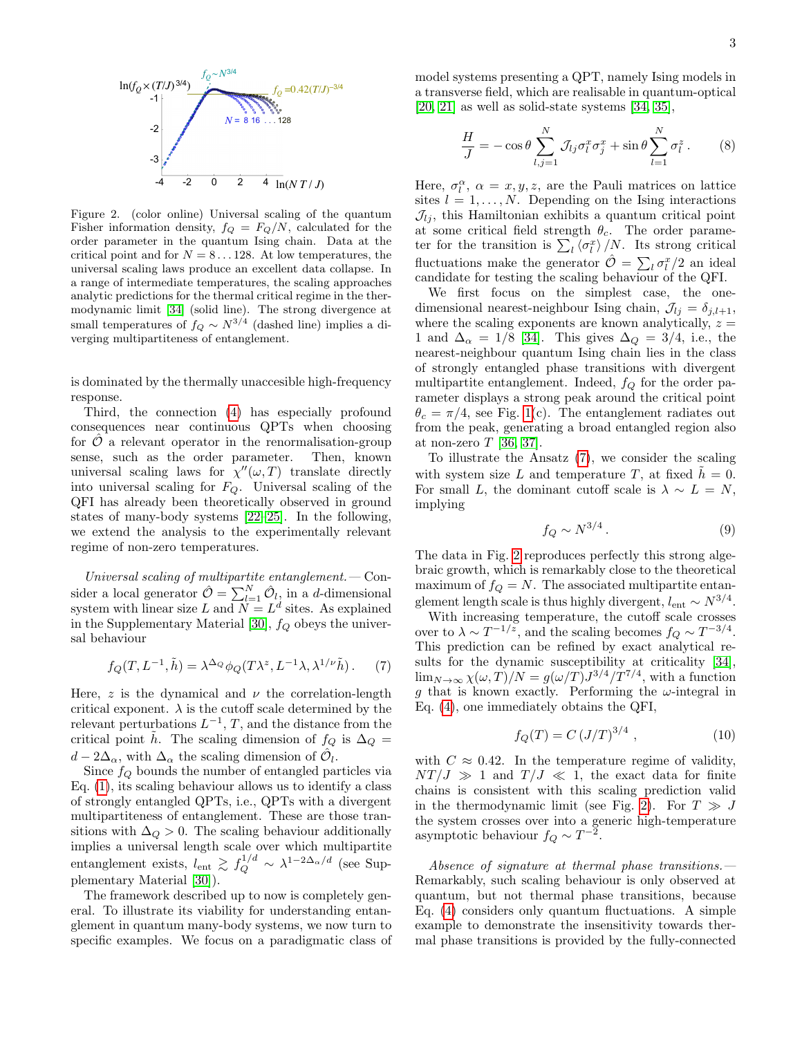Figure 2. (color online) Universal scaling of the quantum Fisher information density, $f_Q = F_Q/N$, calculated for the order parameter in the quantum Ising chain. Data at the critical point and for $N = 8 \ldots 128$. At low temperatures, the universal scaling laws produce an excellent data collapse. In a range of intermediate temperatures, the scaling approaches analytic predictions for the thermal critical regime in the thermodynamic limit [34] (solid line). The strong divergence at small temperatures of $f_Q \sim N^{3/4}$ (dashed line) implies a diverging multipartiteness of entanglement.

is dominated by the thermally unaccesible high-frequency response.

Third, the connection (4) has especially profound consequences near continuous QPTs when choosing for $\hat{\mathcal{O}}$ a relevant operator in the renormalisation-group sense, such as the order parameter. Then, known universal scaling laws for $\chi''(\omega, T)$ translate directly into universal scaling for $F_Q$. Universal scaling of the QFI has already been theoretically observed in ground states of many-body systems [22–25]. In the following, we extend the analysis to the experimentally relevant regime of non-zero temperatures.

*Universal scaling of multipartite entanglement.*— Consider a local generator $\hat{\mathcal{O}} = \sum_{l=1}^{N} \hat{\mathcal{O}}_l$, in a $d$-dimensional system with linear size $L$ and $N = L^d$ sites. As explained in the Supplementary Material [30], $f_Q$ obeys the universal behaviour

$$f_Q(T, L^{-1}, \tilde{h}) = \lambda^{\Delta_Q} \phi_Q(T\lambda^z, L^{-1}\lambda, \lambda^{1/\nu}\tilde{h}) . \qquad (7)$$

Here, $z$ is the dynamical and $\nu$ the correlation-length critical exponent. $\lambda$ is the cutoff scale determined by the relevant perturbations $L^{-1}$, $T$, and the distance from the critical point $\tilde{h}$. The scaling dimension of $f_Q$ is $\Delta_Q = d - 2\Delta_\alpha$, with $\Delta_\alpha$ the scaling dimension of $\hat{\mathcal{O}}_l$.

Since $f_Q$ bounds the number of entangled particles via Eq. (1), its scaling behaviour allows us to identify a class of strongly entangled QPTs, i.e., QPTs with a divergent multipartiteness of entanglement. These are those transitions with $\Delta_Q > 0$. The scaling behaviour additionally implies a universal length scale over which multipartite entanglement exists, $l_{\text{ent}} \gtrsim f_Q^{1/d} \sim \lambda^{1-2\Delta_\alpha/d}$ (see Supplementary Material [30]).

The framework described up to now is completely general. To illustrate its viability for understanding entanglement in quantum many-body systems, we now turn to specific examples. We focus on a paradigmatic class of model systems presenting a QPT, namely Ising models in a transverse field, which are realisable in quantum-optical [20, 21] as well as solid-state systems [34, 35],

$$\frac{H}{J} = -\cos\theta \sum_{l,j=1}^{N} \mathcal{J}_{lj} \sigma_l^x \sigma_j^x + \sin\theta \sum_{l=1}^{N} \sigma_l^z . \qquad (8)$$

Here, $\sigma_l^\alpha$, $\alpha = x, y, z$, are the Pauli matrices on lattice sites $l = 1, \ldots, N$. Depending on the Ising interactions $\mathcal{J}_{lj}$, this Hamiltonian exhibits a quantum critical point at some critical field strength $\theta_c$. The order parameter for the transition is $\sum_l \langle \sigma_l^x \rangle / N$. Its strong critical fluctuations make the generator $\hat{\mathcal{O}} = \sum_l \sigma_l^x/2$ an ideal candidate for testing the scaling behaviour of the QFI.

We first focus on the simplest case, the one-dimensional nearest-neighbour Ising chain, $\mathcal{J}_{lj} = \delta_{j,l+1}$, where the scaling exponents are known analytically, $z = 1$ and $\Delta_\alpha = 1/8$ [34]. This gives $\Delta_Q = 3/4$, i.e., the nearest-neighbour quantum Ising chain lies in the class of strongly entangled phase transitions with divergent multipartite entanglement. Indeed, $f_Q$ for the order parameter displays a strong peak around the critical point $\theta_c = \pi/4$, see Fig. 1(c). The entanglement radiates out from the peak, generating a broad entangled region also at non-zero $T$ [36, 37].

To illustrate the Ansatz (7), we consider the scaling with system size $L$ and temperature $T$, at fixed $\tilde{h} = 0$. For small $L$, the dominant cutoff scale is $\lambda \sim L = N$, implying

$$f_Q \sim N^{3/4} . \qquad (9)$$

The data in Fig. 2 reproduces perfectly this strong algebraic growth, which is remarkably close to the theoretical maximum of $f_Q = N$. The associated multipartite entanglement length scale is thus highly divergent, $l_{\text{ent}} \sim N^{3/4}$.

With increasing temperature, the cutoff scale crosses over to $\lambda \sim T^{-1/z}$, and the scaling becomes $f_Q \sim T^{-3/4}$. This prediction can be refined by exact analytical results for the dynamic susceptibility at criticality [34], $\lim_{N\to\infty} \chi(\omega, T)/N = g(\omega/T) J^{3/4}/T^{7/4}$, with a function $g$ that is known exactly. Performing the $\omega$-integral in Eq. (4), one immediately obtains the QFI,

$$f_Q(T) = C\,(J/T)^{3/4} , \qquad (10)$$

with $C \approx 0.42$. In the temperature regime of validity, $NT/J \gg 1$ and $T/J \ll 1$, the exact data for finite chains is consistent with this scaling prediction valid in the thermodynamic limit (see Fig. 2). For $T \gg J$ the system crosses over into a generic high-temperature asymptotic behaviour $f_Q \sim T^{-2}$.

*Absence of signature at thermal phase transitions.*— Remarkably, such scaling behaviour is only observed at quantum, but not thermal phase transitions, because Eq. (4) considers only quantum fluctuations. A simple example to demonstrate the insensitivity towards thermal phase transitions is provided by the fully-connected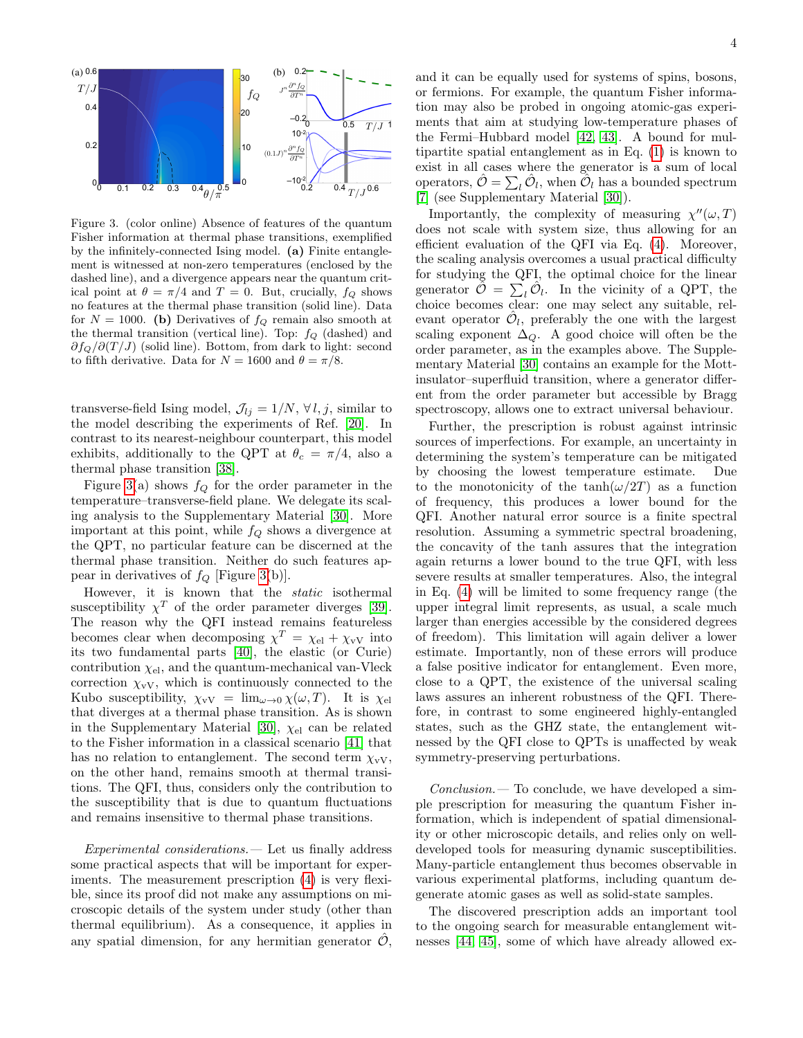Figure 3. (color online) Absence of features of the quantum Fisher information at thermal phase transitions, exemplified by the infinitely-connected Ising model. **(a)** Finite entanglement is witnessed at non-zero temperatures (enclosed by the dashed line), and a divergence appears near the quantum critical point at $\theta = \pi/4$ and $T = 0$. But, crucially, $f_Q$ shows no features at the thermal phase transition (solid line). Data for $N = 1000$. **(b)** Derivatives of $f_Q$ remain also smooth at the thermal transition (vertical line). Top: $f_Q$ (dashed) and $\partial f_Q/\partial(T/J)$ (solid line). Bottom, from dark to light: second to fifth derivative. Data for $N = 1600$ and $\theta = \pi/8$.

transverse-field Ising model, $\mathcal{J}_{lj} = 1/N$, $\forall\, l, j$, similar to the model describing the experiments of Ref. [20]. In contrast to its nearest-neighbour counterpart, this model exhibits, additionally to the QPT at $\theta_c = \pi/4$, also a thermal phase transition [38].

Figure 3(a) shows $f_Q$ for the order parameter in the temperature–transverse-field plane. We delegate its scaling analysis to the Supplementary Material [30]. More important at this point, while $f_Q$ shows a divergence at the QPT, no particular feature can be discerned at the thermal phase transition. Neither do such features appear in derivatives of $f_Q$ [Figure 3(b)].

However, it is known that the *static* isothermal susceptibility $\chi^T$ of the order parameter diverges [39]. The reason why the QFI instead remains featureless becomes clear when decomposing $\chi^T = \chi_{\mathrm{el}} + \chi_{\mathrm{vV}}$ into its two fundamental parts [40], the elastic (or Curie) contribution $\chi_{\mathrm{el}}$, and the quantum-mechanical van-Vleck correction $\chi_{\mathrm{vV}}$, which is continuously connected to the Kubo susceptibility, $\chi_{\mathrm{vV}} = \lim_{\omega\to 0}\chi(\omega, T)$. It is $\chi_{\mathrm{el}}$ that diverges at a thermal phase transition. As is shown in the Supplementary Material [30], $\chi_{\mathrm{el}}$ can be related to the Fisher information in a classical scenario [41] that has no relation to entanglement. The second term $\chi_{\mathrm{vV}}$, on the other hand, remains smooth at thermal transitions. The QFI, thus, considers only the contribution to the susceptibility that is due to quantum fluctuations and remains insensitive to thermal phase transitions.

*Experimental considerations.*— Let us finally address some practical aspects that will be important for experiments. The measurement prescription (4) is very flexible, since its proof did not make any assumptions on microscopic details of the system under study (other than thermal equilibrium). As a consequence, it applies in any spatial dimension, for any hermitian generator $\hat{\mathcal{O}}$, and it can be equally used for systems of spins, bosons, or fermions. For example, the quantum Fisher information may also be probed in ongoing atomic-gas experiments that aim at studying low-temperature phases of the Fermi–Hubbard model [42, 43]. A bound for multipartite spatial entanglement as in Eq. (1) is known to exist in all cases where the generator is a sum of local operators, $\hat{\mathcal{O}} = \sum_l \hat{\mathcal{O}}_l$, when $\hat{\mathcal{O}}_l$ has a bounded spectrum [7] (see Supplementary Material [30]).

Importantly, the complexity of measuring $\chi''(\omega, T)$ does not scale with system size, thus allowing for an efficient evaluation of the QFI via Eq. (4). Moreover, the scaling analysis overcomes a usual practical difficulty for studying the QFI, the optimal choice for the linear generator $\hat{\mathcal{O}} = \sum_l \hat{\mathcal{O}}_l$. In the vicinity of a QPT, the choice becomes clear: one may select any suitable, relevant operator $\hat{\mathcal{O}}_l$, preferably the one with the largest scaling exponent $\Delta_Q$. A good choice will often be the order parameter, as in the examples above. The Supplementary Material [30] contains an example for the Mott-insulator–superfluid transition, where a generator different from the order parameter but accessible by Bragg spectroscopy, allows one to extract universal behaviour.

Further, the prescription is robust against intrinsic sources of imperfections. For example, an uncertainty in determining the system's temperature can be mitigated by choosing the lowest temperature estimate. Due to the monotonicity of the $\tanh(\omega/2T)$ as a function of frequency, this produces a lower bound for the QFI. Another natural error source is a finite spectral resolution. Assuming a symmetric spectral broadening, the concavity of the tanh assures that the integration again returns a lower bound to the true QFI, with less severe results at smaller temperatures. Also, the integral in Eq. (4) will be limited to some frequency range (the upper integral limit represents, as usual, a scale much larger than energies accessible by the considered degrees of freedom). This limitation will again deliver a lower estimate. Importantly, non of these errors will produce a false positive indicator for entanglement. Even more, close to a QPT, the existence of the universal scaling laws assures an inherent robustness of the QFI. Therefore, in contrast to some engineered highly-entangled states, such as the GHZ state, the entanglement witnessed by the QFI close to QPTs is unaffected by weak symmetry-preserving perturbations.

*Conclusion.*— To conclude, we have developed a simple prescription for measuring the quantum Fisher information, which is independent of spatial dimensionality or other microscopic details, and relies only on well-developed tools for measuring dynamic susceptibilities. Many-particle entanglement thus becomes observable in various experimental platforms, including quantum degenerate atomic gases as well as solid-state samples.

The discovered prescription adds an important tool to the ongoing search for measurable entanglement witnesses [44, 45], some of which have already allowed ex-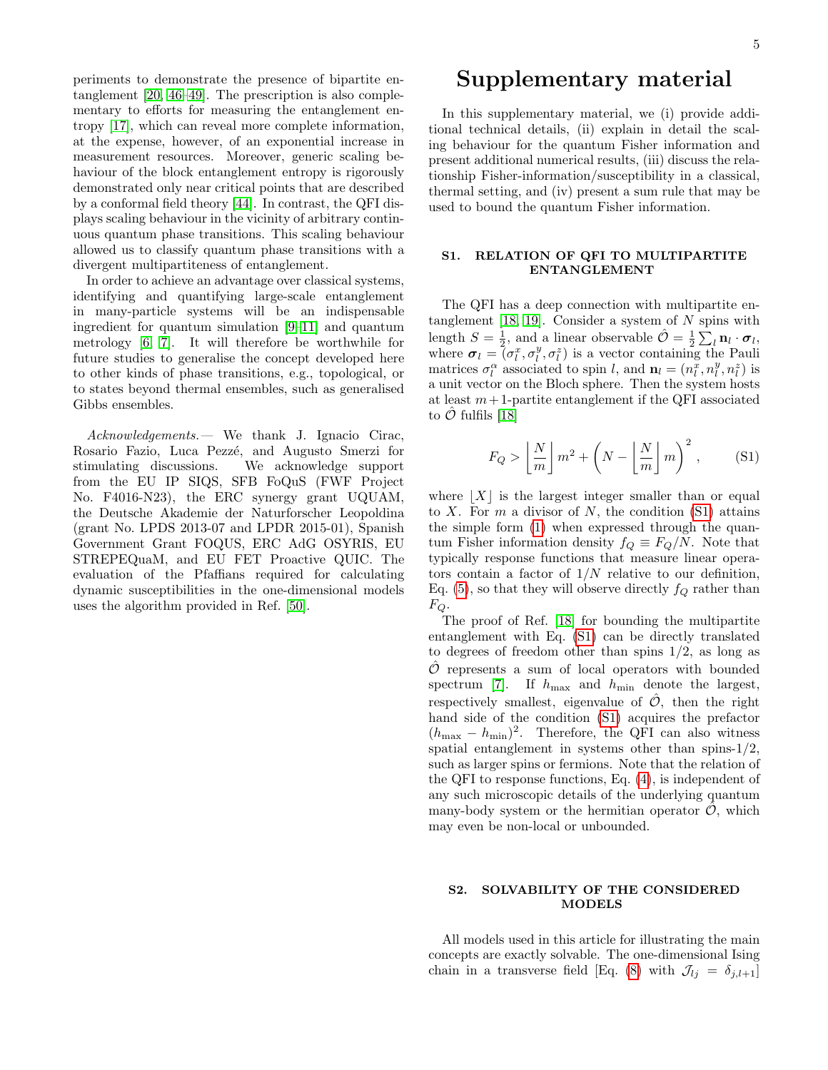periments to demonstrate the presence of bipartite entanglement [20, 46–49]. The prescription is also complementary to efforts for measuring the entanglement entropy [17], which can reveal more complete information, at the expense, however, of an exponential increase in measurement resources. Moreover, generic scaling behaviour of the block entanglement entropy is rigorously demonstrated only near critical points that are described by a conformal field theory [44]. In contrast, the QFI displays scaling behaviour in the vicinity of arbitrary continuous quantum phase transitions. This scaling behaviour allowed us to classify quantum phase transitions with a divergent multipartiteness of entanglement.

In order to achieve an advantage over classical systems, identifying and quantifying large-scale entanglement in many-particle systems will be an indispensable ingredient for quantum simulation [9–11] and quantum metrology [6, 7]. It will therefore be worthwhile for future studies to generalise the concept developed here to other kinds of phase transitions, e.g., topological, or to states beyond thermal ensembles, such as generalised Gibbs ensembles.

*Acknowledgements.—* We thank J. Ignacio Cirac, Rosario Fazio, Luca Pezzé, and Augusto Smerzi for stimulating discussions. We acknowledge support from the EU IP SIQS, SFB FoQuS (FWF Project No. F4016-N23), the ERC synergy grant UQUAM, the Deutsche Akademie der Naturforscher Leopoldina (grant No. LPDS 2013-07 and LPDR 2015-01), Spanish Government Grant FOQUS, ERC AdG OSYRIS, EU STREPEQuaM, and EU FET Proactive QUIC. The evaluation of the Pfaffians required for calculating dynamic susceptibilities in the one-dimensional models uses the algorithm provided in Ref. [50].

# Supplementary material

In this supplementary material, we (i) provide additional technical details, (ii) explain in detail the scaling behaviour for the quantum Fisher information and present additional numerical results, (iii) discuss the relationship Fisher-information/susceptibility in a classical, thermal setting, and (iv) present a sum rule that may be used to bound the quantum Fisher information.

## S1. RELATION OF QFI TO MULTIPARTITE ENTANGLEMENT

The QFI has a deep connection with multipartite entanglement [18, 19]. Consider a system of $N$ spins with length $S = \frac{1}{2}$, and a linear observable $\hat{\mathcal{O}} = \frac{1}{2}\sum_l \mathbf{n}_l \cdot \boldsymbol{\sigma}_l$, where $\boldsymbol{\sigma}_l = (\sigma_l^x, \sigma_l^y, \sigma_l^z)$ is a vector containing the Pauli matrices $\sigma_l^\alpha$ associated to spin $l$, and $\mathbf{n}_l = (n_l^x, n_l^y, n_l^z)$ is a unit vector on the Bloch sphere. Then the system hosts at least $m+1$-partite entanglement if the QFI associated to $\hat{\mathcal{O}}$ fulfils [18]

$$F_Q > \left\lfloor \frac{N}{m} \right\rfloor m^2 + \left(N - \left\lfloor \frac{N}{m} \right\rfloor m\right)^2 , \qquad \text{(S1)}$$

where $\lfloor X \rfloor$ is the largest integer smaller than or equal to $X$. For $m$ a divisor of $N$, the condition (S1) attains the simple form (1) when expressed through the quantum Fisher information density $f_Q \equiv F_Q/N$. Note that typically response functions that measure linear operators contain a factor of $1/N$ relative to our definition, Eq. (5), so that they will observe directly $f_Q$ rather than $F_Q$.

The proof of Ref. [18] for bounding the multipartite entanglement with Eq. (S1) can be directly translated to degrees of freedom other than spins 1/2, as long as $\hat{\mathcal{O}}$ represents a sum of local operators with bounded spectrum [7]. If $h_{\max}$ and $h_{\min}$ denote the largest, respectively smallest, eigenvalue of $\hat{\mathcal{O}}$, then the right hand side of the condition (S1) acquires the prefactor $(h_{\max} - h_{\min})^2$. Therefore, the QFI can also witness spatial entanglement in systems other than spins-1/2, such as larger spins or fermions. Note that the relation of the QFI to response functions, Eq. (4), is independent of any such microscopic details of the underlying quantum many-body system or the hermitian operator $\hat{\mathcal{O}}$, which may even be non-local or unbounded.

## S2. SOLVABILITY OF THE CONSIDERED MODELS

All models used in this article for illustrating the main concepts are exactly solvable. The one-dimensional Ising chain in a transverse field [Eq. (8) with $\mathcal{J}_{lj} = \delta_{j,l+1}$]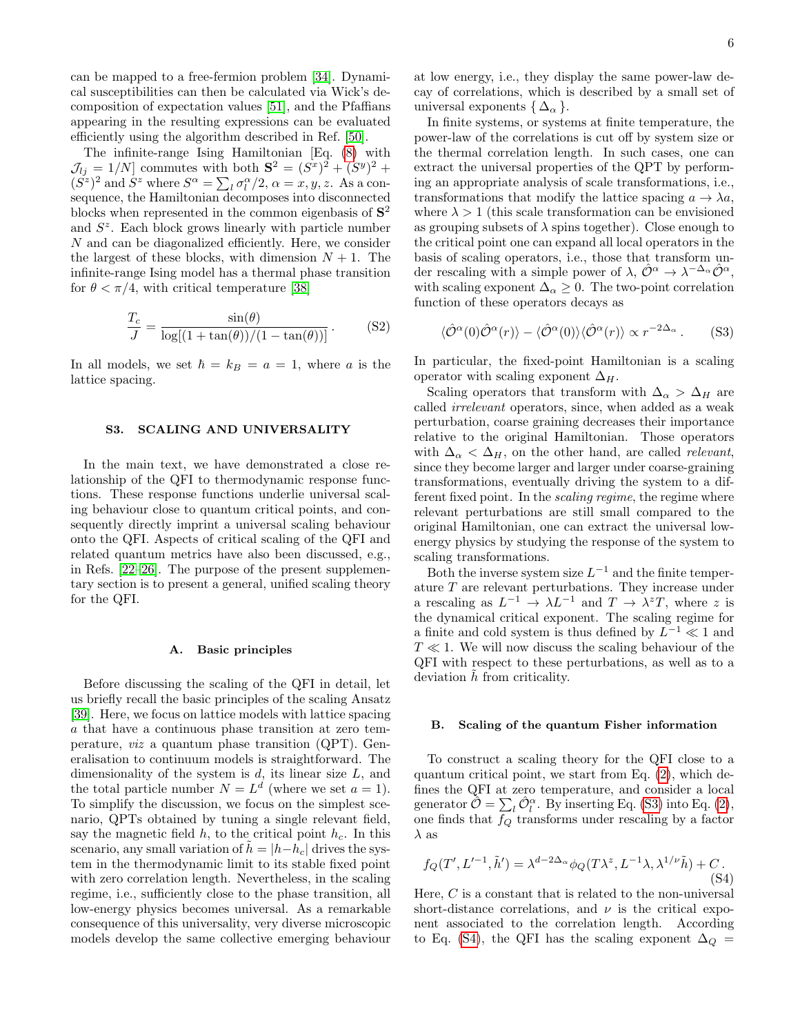can be mapped to a free-fermion problem [34]. Dynamical susceptibilities can then be calculated via Wick's decomposition of expectation values [51], and the Pfaffians appearing in the resulting expressions can be evaluated efficiently using the algorithm described in Ref. [50].

The infinite-range Ising Hamiltonian [Eq. (8) with $\mathcal{J}_{lj} = 1/N$] commutes with both $\mathbf{S}^2 = (S^x)^2 + (S^y)^2 + (S^z)^2$ and $S^z$ where $S^\alpha = \sum_l \sigma_l^\alpha/2$, $\alpha = x, y, z$. As a consequence, the Hamiltonian decomposes into disconnected blocks when represented in the common eigenbasis of $\mathbf{S}^2$ and $S^z$. Each block grows linearly with particle number $N$ and can be diagonalized efficiently. Here, we consider the largest of these blocks, with dimension $N+1$. The infinite-range Ising model has a thermal phase transition for $\theta < \pi/4$, with critical temperature [38]

$$\frac{T_c}{J} = \frac{\sin(\theta)}{\log[(1+\tan(\theta))/(1-\tan(\theta))]}\,. \tag{S2}$$

In all models, we set $\hbar = k_B = a = 1$, where $a$ is the lattice spacing.

## S3. SCALING AND UNIVERSALITY

In the main text, we have demonstrated a close relationship of the QFI to thermodynamic response functions. These response functions underlie universal scaling behaviour close to quantum critical points, and consequently directly imprint a universal scaling behaviour onto the QFI. Aspects of critical scaling of the QFI and related quantum metrics have also been discussed, e.g., in Refs. [22–26]. The purpose of the present supplementary section is to present a general, unified scaling theory for the QFI.

### A. Basic principles

Before discussing the scaling of the QFI in detail, let us briefly recall the basic principles of the scaling Ansatz [39]. Here, we focus on lattice models with lattice spacing $a$ that have a continuous phase transition at zero temperature, *viz* a quantum phase transition (QPT). Generalisation to continuum models is straightforward. The dimensionality of the system is $d$, its linear size $L$, and the total particle number $N = L^d$ (where we set $a = 1$). To simplify the discussion, we focus on the simplest scenario, QPTs obtained by tuning a single relevant field, say the magnetic field $h$, to the critical point $h_c$. In this scenario, any small variation of $\tilde{h} = |h - h_c|$ drives the system in the thermodynamic limit to its stable fixed point with zero correlation length. Nevertheless, in the scaling regime, i.e., sufficiently close to the phase transition, all low-energy physics becomes universal. As a remarkable consequence of this universality, very diverse microscopic models develop the same collective emerging behaviour at low energy, i.e., they display the same power-law decay of correlations, which is described by a small set of universal exponents $\{\Delta_\alpha\}$.

In finite systems, or systems at finite temperature, the power-law of the correlations is cut off by system size or the thermal correlation length. In such cases, one can extract the universal properties of the QPT by performing an appropriate analysis of scale transformations, i.e., transformations that modify the lattice spacing $a \to \lambda a$, where $\lambda > 1$ (this scale transformation can be envisioned as grouping subsets of $\lambda$ spins together). Close enough to the critical point one can expand all local operators in the basis of scaling operators, i.e., those that transform under rescaling with a simple power of $\lambda$, $\hat{\mathcal{O}}^\alpha \to \lambda^{-\Delta_\alpha}\hat{\mathcal{O}}^\alpha$, with scaling exponent $\Delta_\alpha \geq 0$. The two-point correlation function of these operators decays as

$$\langle \hat{\mathcal{O}}^\alpha(0)\hat{\mathcal{O}}^\alpha(r)\rangle - \langle \hat{\mathcal{O}}^\alpha(0)\rangle\langle \hat{\mathcal{O}}^\alpha(r)\rangle \propto r^{-2\Delta_\alpha}\,. \tag{S3}$$

In particular, the fixed-point Hamiltonian is a scaling operator with scaling exponent $\Delta_H$.

Scaling operators that transform with $\Delta_\alpha > \Delta_H$ are called *irrelevant* operators, since, when added as a weak perturbation, coarse graining decreases their importance relative to the original Hamiltonian. Those operators with $\Delta_\alpha < \Delta_H$, on the other hand, are called *relevant*, since they become larger and larger under coarse-graining transformations, eventually driving the system to a different fixed point. In the *scaling regime*, the regime where relevant perturbations are still small compared to the original Hamiltonian, one can extract the universal low-energy physics by studying the response of the system to scaling transformations.

Both the inverse system size $L^{-1}$ and the finite temperature $T$ are relevant perturbations. They increase under a rescaling as $L^{-1} \to \lambda L^{-1}$ and $T \to \lambda^z T$, where $z$ is the dynamical critical exponent. The scaling regime for a finite and cold system is thus defined by $L^{-1} \ll 1$ and $T \ll 1$. We will now discuss the scaling behaviour of the QFI with respect to these perturbations, as well as to a deviation $\tilde{h}$ from criticality.

### B. Scaling of the quantum Fisher information

To construct a scaling theory for the QFI close to a quantum critical point, we start from Eq. (2), which defines the QFI at zero temperature, and consider a local generator $\hat{\mathcal{O}} = \sum_l \hat{\mathcal{O}}_l^\alpha$. By inserting Eq. (S3) into Eq. (2), one finds that $f_Q$ transforms under rescaling by a factor $\lambda$ as

$$f_Q(T', L'^{-1}, \tilde{h}') = \lambda^{d-2\Delta_\alpha}\phi_Q(T\lambda^z, L^{-1}\lambda, \lambda^{1/\nu}\tilde{h}) + C\,. \tag{S4}$$

Here, $C$ is a constant that is related to the non-universal short-distance correlations, and $\nu$ is the critical exponent associated to the correlation length. According to Eq. (S4), the QFI has the scaling exponent $\Delta_Q =$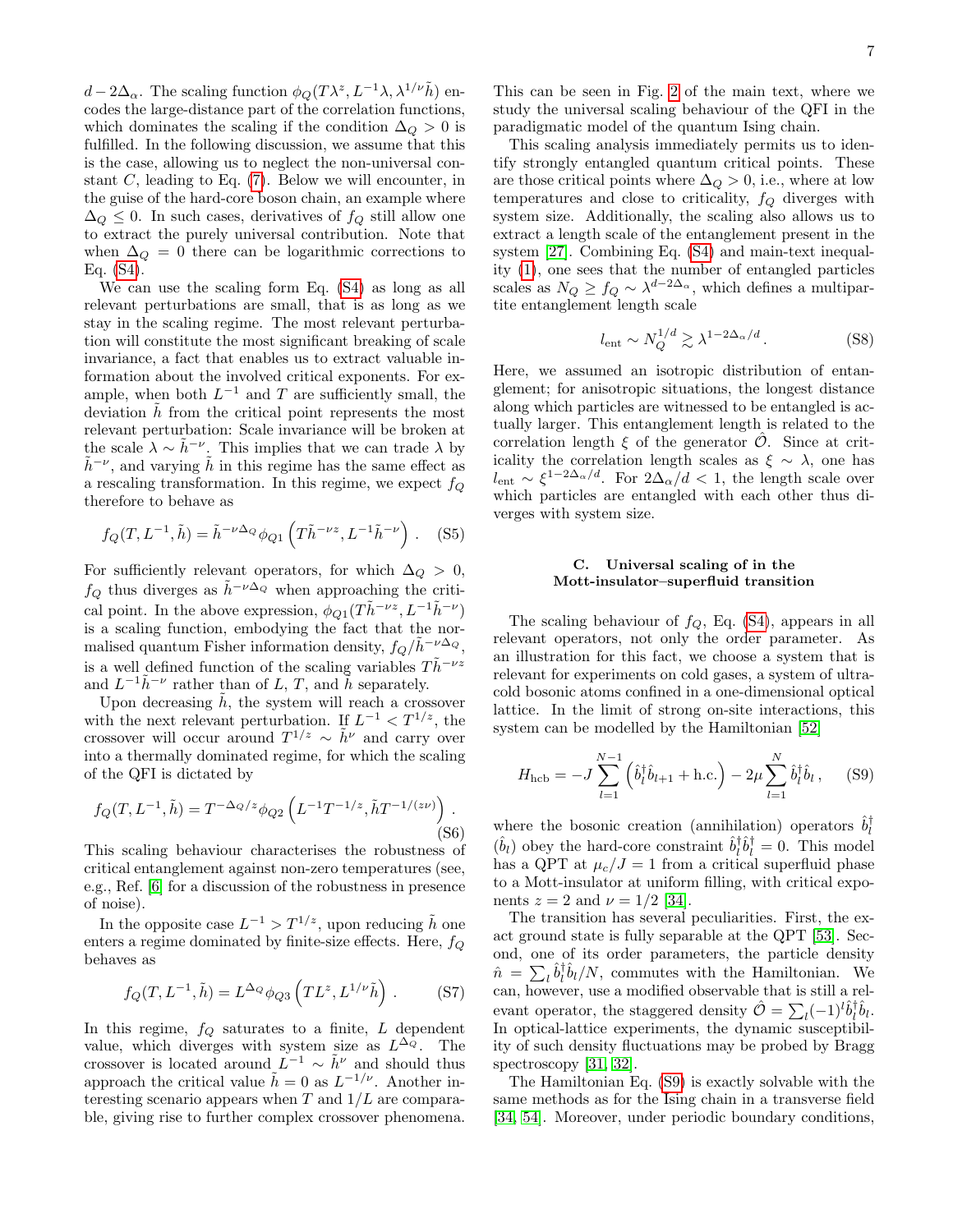$d - 2\Delta_\alpha$. The scaling function $\phi_Q(T\lambda^z, L^{-1}\lambda, \lambda^{1/\nu}\tilde{h})$ encodes the large-distance part of the correlation functions, which dominates the scaling if the condition $\Delta_Q > 0$ is fulfilled. In the following discussion, we assume that this is the case, allowing us to neglect the non-universal constant $C$, leading to Eq. (7). Below we will encounter, in the guise of the hard-core boson chain, an example where $\Delta_Q \leq 0$. In such cases, derivatives of $f_Q$ still allow one to extract the purely universal contribution. Note that when $\Delta_Q = 0$ there can be logarithmic corrections to Eq. (S4).

We can use the scaling form Eq. (S4) as long as all relevant perturbations are small, that is as long as we stay in the scaling regime. The most relevant perturbation will constitute the most significant breaking of scale invariance, a fact that enables us to extract valuable information about the involved critical exponents. For example, when both $L^{-1}$ and $T$ are sufficiently small, the deviation $\tilde{h}$ from the critical point represents the most relevant perturbation: Scale invariance will be broken at the scale $\lambda \sim \tilde{h}^{-\nu}$. This implies that we can trade $\lambda$ by $\tilde{h}^{-\nu}$, and varying $\tilde{h}$ in this regime has the same effect as a rescaling transformation. In this regime, we expect $f_Q$ therefore to behave as

$$f_Q(T, L^{-1}, \tilde{h}) = \tilde{h}^{-\nu\Delta_Q} \phi_{Q1}\left(T\tilde{h}^{-\nu z}, L^{-1}\tilde{h}^{-\nu}\right). \quad \text{(S5)}$$

For sufficiently relevant operators, for which $\Delta_Q > 0$, $f_Q$ thus diverges as $\tilde{h}^{-\nu\Delta_Q}$ when approaching the critical point. In the above expression, $\phi_{Q1}(T\tilde{h}^{-\nu z}, L^{-1}\tilde{h}^{-\nu})$ is a scaling function, embodying the fact that the normalised quantum Fisher information density, $f_Q/\tilde{h}^{-\nu\Delta_Q}$, is a well defined function of the scaling variables $T\tilde{h}^{-\nu z}$ and $L^{-1}\tilde{h}^{-\nu}$ rather than of $L$, $T$, and $\tilde{h}$ separately.

Upon decreasing $\tilde{h}$, the system will reach a crossover with the next relevant perturbation. If $L^{-1} < T^{1/z}$, the crossover will occur around $T^{1/z} \sim \tilde{h}^\nu$ and carry over into a thermally dominated regime, for which the scaling of the QFI is dictated by

$$f_Q(T, L^{-1}, \tilde{h}) = T^{-\Delta_Q/z} \phi_{Q2}\left(L^{-1}T^{-1/z}, \tilde{h}T^{-1/(z\nu)}\right). \quad \text{(S6)}$$

This scaling behaviour characterises the robustness of critical entanglement against non-zero temperatures (see, e.g., Ref. [6] for a discussion of the robustness in presence of noise).

In the opposite case $L^{-1} > T^{1/z}$, upon reducing $\tilde{h}$ one enters a regime dominated by finite-size effects. Here, $f_Q$ behaves as

$$f_Q(T, L^{-1}, \tilde{h}) = L^{\Delta_Q} \phi_{Q3}\left(TL^z, L^{1/\nu}\tilde{h}\right). \quad \text{(S7)}$$

In this regime, $f_Q$ saturates to a finite, $L$ dependent value, which diverges with system size as $L^{\Delta_Q}$. The crossover is located around $L^{-1} \sim \tilde{h}^\nu$ and should thus approach the critical value $\tilde{h} = 0$ as $L^{-1/\nu}$. Another interesting scenario appears when $T$ and $1/L$ are comparable, giving rise to further complex crossover phenomena. This can be seen in Fig. 2 of the main text, where we study the universal scaling behaviour of the QFI in the paradigmatic model of the quantum Ising chain.

This scaling analysis immediately permits us to identify strongly entangled quantum critical points. These are those critical points where $\Delta_Q > 0$, i.e., where at low temperatures and close to criticality, $f_Q$ diverges with system size. Additionally, the scaling also allows us to extract a length scale of the entanglement present in the system [27]. Combining Eq. (S4) and main-text inequality (1), one sees that the number of entangled particles scales as $N_Q \geq f_Q \sim \lambda^{d-2\Delta_\alpha}$, which defines a multipartite entanglement length scale

$$l_{\text{ent}} \sim N_Q^{1/d} \gtrsim \lambda^{1-2\Delta_\alpha/d}. \quad \text{(S8)}$$

Here, we assumed an isotropic distribution of entanglement; for anisotropic situations, the longest distance along which particles are witnessed to be entangled is actually larger. This entanglement length is related to the correlation length $\xi$ of the generator $\hat{\mathcal{O}}$. Since at criticality the correlation length scales as $\xi \sim \lambda$, one has $l_{\text{ent}} \sim \xi^{1-2\Delta_\alpha/d}$. For $2\Delta_\alpha/d < 1$, the length scale over which particles are entangled with each other thus diverges with system size.

### C. Universal scaling of in the Mott-insulator–superfluid transition

The scaling behaviour of $f_Q$, Eq. (S4), appears in all relevant operators, not only the order parameter. As an illustration for this fact, we choose a system that is relevant for experiments on cold gases, a system of ultracold bosonic atoms confined in a one-dimensional optical lattice. In the limit of strong on-site interactions, this system can be modelled by the Hamiltonian [52]

$$H_{\text{hcb}} = -J\sum_{l=1}^{N-1}\left(\hat{b}_l^\dagger \hat{b}_{l+1} + \text{h.c.}\right) - 2\mu\sum_{l=1}^{N}\hat{b}_l^\dagger \hat{b}_l, \quad \text{(S9)}$$

where the bosonic creation (annihilation) operators $\hat{b}_l^\dagger$ ($\hat{b}_l$) obey the hard-core constraint $\hat{b}_l^\dagger \hat{b}_l^\dagger = 0$. This model has a QPT at $\mu_c/J = 1$ from a critical superfluid phase to a Mott-insulator at uniform filling, with critical exponents $z = 2$ and $\nu = 1/2$ [34].

The transition has several peculiarities. First, the exact ground state is fully separable at the QPT [53]. Second, one of its order parameters, the particle density $\hat{n} = \sum_l \hat{b}_l^\dagger \hat{b}_l/N$, commutes with the Hamiltonian. We can, however, use a modified observable that is still a relevant operator, the staggered density $\hat{\mathcal{O}} = \sum_l (-1)^l \hat{b}_l^\dagger \hat{b}_l$. In optical-lattice experiments, the dynamic susceptibility of such density fluctuations may be probed by Bragg spectroscopy [31, 32].

The Hamiltonian Eq. (S9) is exactly solvable with the same methods as for the Ising chain in a transverse field [34, 54]. Moreover, under periodic boundary conditions,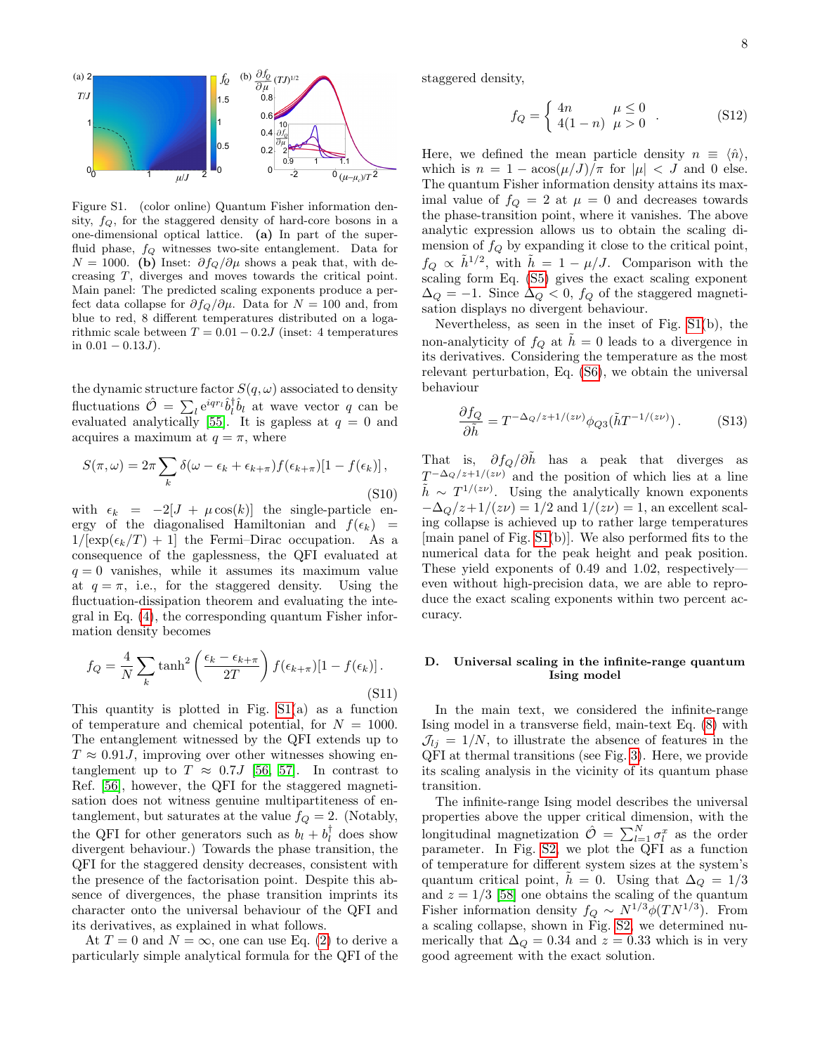Figure S1. (color online) Quantum Fisher information density, $f_Q$, for the staggered density of hard-core bosons in a one-dimensional optical lattice. **(a)** In part of the superfluid phase, $f_Q$ witnesses two-site entanglement. Data for $N = 1000$. **(b)** Inset: $\partial f_Q/\partial\mu$ shows a peak that, with decreasing $T$, diverges and moves towards the critical point. Main panel: The predicted scaling exponents produce a perfect data collapse for $\partial f_Q/\partial\mu$. Data for $N = 100$ and, from blue to red, 8 different temperatures distributed on a logarithmic scale between $T = 0.01 - 0.2J$ (inset: 4 temperatures in $0.01 - 0.13J$).

the dynamic structure factor $S(q,\omega)$ associated to density fluctuations $\hat{\mathcal{O}} = \sum_l e^{iqr_l}\hat{b}_l^\dagger\hat{b}_l$ at wave vector $q$ can be evaluated analytically [55]. It is gapless at $q = 0$ and acquires a maximum at $q = \pi$, where

$$S(\pi,\omega) = 2\pi\sum_k \delta(\omega - \epsilon_k + \epsilon_{k+\pi})f(\epsilon_{k+\pi})[1 - f(\epsilon_k)]\,, \tag{S10}$$

with $\epsilon_k = -2[J + \mu\cos(k)]$ the single-particle energy of the diagonalised Hamiltonian and $f(\epsilon_k) = 1/[\exp(\epsilon_k/T) + 1]$ the Fermi–Dirac occupation. As a consequence of the gaplessness, the QFI evaluated at $q = 0$ vanishes, while it assumes its maximum value at $q = \pi$, i.e., for the staggered density. Using the fluctuation-dissipation theorem and evaluating the integral in Eq. (4), the corresponding quantum Fisher information density becomes

$$f_Q = \frac{4}{N}\sum_k \tanh^2\left(\frac{\epsilon_k - \epsilon_{k+\pi}}{2T}\right) f(\epsilon_{k+\pi})[1 - f(\epsilon_k)]\,. \tag{S11}$$

This quantity is plotted in Fig. S1(a) as a function of temperature and chemical potential, for $N = 1000$. The entanglement witnessed by the QFI extends up to $T \approx 0.91J$, improving over other witnesses showing entanglement up to $T \approx 0.7J$ [56, 57]. In contrast to Ref. [56], however, the QFI for the staggered magnetisation does not witness genuine multipartiteness of entanglement, but saturates at the value $f_Q = 2$. (Notably, the QFI for other generators such as $b_l + b_l^\dagger$ does show divergent behaviour.) Towards the phase transition, the QFI for the staggered density decreases, consistent with the presence of the factorisation point. Despite this absence of divergences, the phase transition imprints its character onto the universal behaviour of the QFI and its derivatives, as explained in what follows.

At $T = 0$ and $N = \infty$, one can use Eq. (2) to derive a particularly simple analytical formula for the QFI of the staggered density,

$$f_Q = \begin{cases} 4n & \mu \leq 0 \\ 4(1-n) & \mu > 0 \end{cases}\,. \tag{S12}$$

Here, we defined the mean particle density $n \equiv \langle\hat{n}\rangle$, which is $n = 1 - \operatorname{acos}(\mu/J)/\pi$ for $|\mu| < J$ and 0 else. The quantum Fisher information density attains its maximal value of $f_Q = 2$ at $\mu = 0$ and decreases towards the phase-transition point, where it vanishes. The above analytic expression allows us to obtain the scaling dimension of $f_Q$ by expanding it close to the critical point, $f_Q \propto \tilde{h}^{1/2}$, with $\tilde{h} = 1 - \mu/J$. Comparison with the scaling form Eq. (S5) gives the exact scaling exponent $\Delta_Q = -1$. Since $\Delta_Q < 0$, $f_Q$ of the staggered magnetisation displays no divergent behaviour.

Nevertheless, as seen in the inset of Fig. S1(b), the non-analyticity of $f_Q$ at $\tilde{h} = 0$ leads to a divergence in its derivatives. Considering the temperature as the most relevant perturbation, Eq. (S6), we obtain the universal behaviour

$$\frac{\partial f_Q}{\partial\tilde{h}} = T^{-\Delta_Q/z + 1/(z\nu)}\phi_{Q3}(\tilde{h}T^{-1/(z\nu)})\,. \tag{S13}$$

That is, $\partial f_Q/\partial\tilde{h}$ has a peak that diverges as $T^{-\Delta_Q/z+1/(z\nu)}$ and the position of which lies at a line $\tilde{h} \sim T^{1/(z\nu)}$. Using the analytically known exponents $-\Delta_Q/z + 1/(z\nu) = 1/2$ and $1/(z\nu) = 1$, an excellent scaling collapse is achieved up to rather large temperatures [main panel of Fig. S1(b)]. We also performed fits to the numerical data for the peak height and peak position. These yield exponents of 0.49 and 1.02, respectively—even without high-precision data, we are able to reproduce the exact scaling exponents within two percent accuracy.

## D. Universal scaling in the infinite-range quantum Ising model

In the main text, we considered the infinite-range Ising model in a transverse field, main-text Eq. (8) with $\mathcal{J}_{lj} = 1/N$, to illustrate the absence of features in the QFI at thermal transitions (see Fig. 3). Here, we provide its scaling analysis in the vicinity of its quantum phase transition.

The infinite-range Ising model describes the universal properties above the upper critical dimension, with the longitudinal magnetization $\hat{\mathcal{O}} = \sum_{l=1}^N \sigma_l^x$ as the order parameter. In Fig. S2 we plot the QFI as a function of temperature for different system sizes at the system's quantum critical point, $\tilde{h} = 0$. Using that $\Delta_Q = 1/3$ and $z = 1/3$ [58] one obtains the scaling of the quantum Fisher information density $f_Q \sim N^{1/3}\phi(TN^{1/3})$. From a scaling collapse, shown in Fig. S2, we determined numerically that $\Delta_Q = 0.34$ and $z = 0.33$ which is in very good agreement with the exact solution.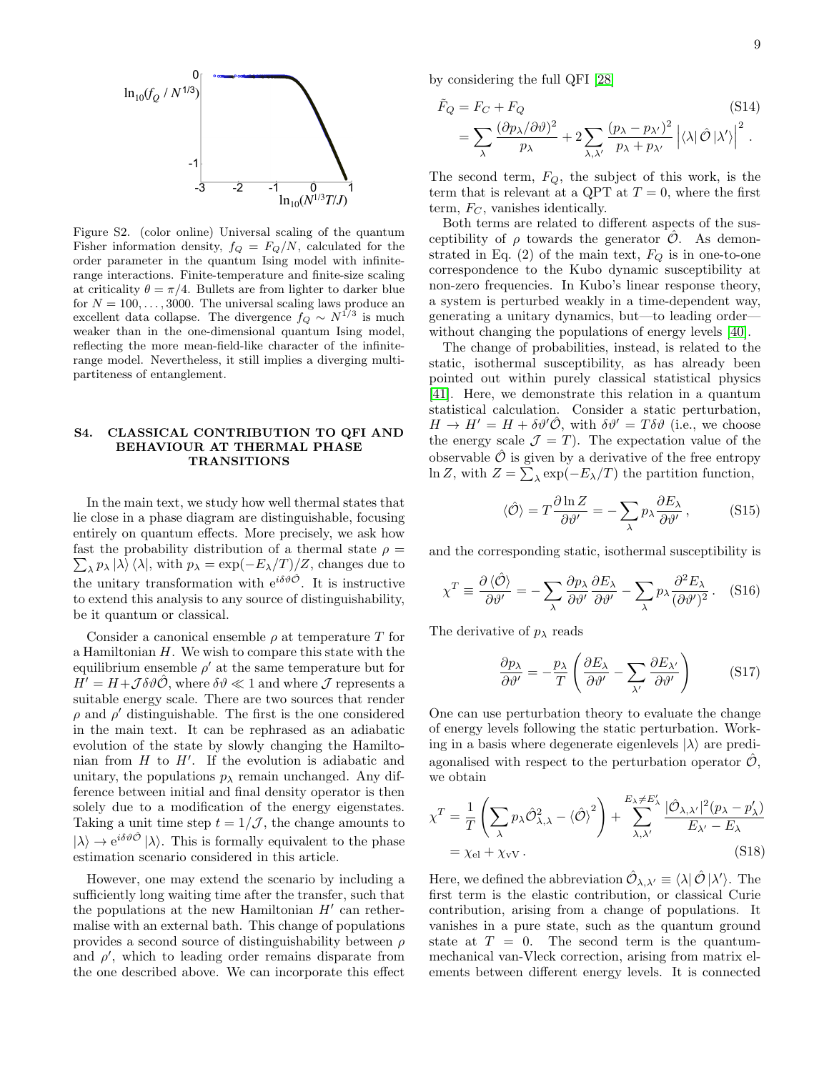Figure S2. (color online) Universal scaling of the quantum Fisher information density, $f_Q = F_Q/N$, calculated for the order parameter in the quantum Ising model with infinite-range interactions. Finite-temperature and finite-size scaling at criticality $\theta = \pi/4$. Bullets are from lighter to darker blue for $N = 100, \ldots, 3000$. The universal scaling laws produce an excellent data collapse. The divergence $f_Q \sim N^{1/3}$ is much weaker than in the one-dimensional quantum Ising model, reflecting the more mean-field-like character of the infinite-range model. Nevertheless, it still implies a diverging multipartiteness of entanglement.

## S4. CLASSICAL CONTRIBUTION TO QFI AND BEHAVIOUR AT THERMAL PHASE TRANSITIONS

In the main text, we study how well thermal states that lie close in a phase diagram are distinguishable, focusing entirely on quantum effects. More precisely, we ask how fast the probability distribution of a thermal state $\rho = \sum_\lambda p_\lambda |\lambda\rangle\langle\lambda|$, with $p_\lambda = \exp(-E_\lambda/T)/Z$, changes due to the unitary transformation with $e^{i\delta\vartheta\hat{\mathcal{O}}}$. It is instructive to extend this analysis to any source of distinguishability, be it quantum or classical.

Consider a canonical ensemble $\rho$ at temperature $T$ for a Hamiltonian $H$. We wish to compare this state with the equilibrium ensemble $\rho'$ at the same temperature but for $H' = H + \mathcal{J}\delta\vartheta\hat{\mathcal{O}}$, where $\delta\vartheta \ll 1$ and where $\mathcal{J}$ represents a suitable energy scale. There are two sources that render $\rho$ and $\rho'$ distinguishable. The first is the one considered in the main text. It can be rephrased as an adiabatic evolution of the state by slowly changing the Hamiltonian from $H$ to $H'$. If the evolution is adiabatic and unitary, the populations $p_\lambda$ remain unchanged. Any difference between initial and final density operator is then solely due to a modification of the energy eigenstates. Taking a unit time step $t = 1/\mathcal{J}$, the change amounts to $|\lambda\rangle \to e^{i\delta\vartheta\hat{\mathcal{O}}}|\lambda\rangle$. This is formally equivalent to the phase estimation scenario considered in this article.

However, one may extend the scenario by including a sufficiently long waiting time after the transfer, such that the populations at the new Hamiltonian $H'$ can rethermalise with an external bath. This change of populations provides a second source of distinguishability between $\rho$ and $\rho'$, which to leading order remains disparate from the one described above. We can incorporate this effect by considering the full QFI [28]

$$
\begin{aligned}
\tilde{F}_Q &= F_C + F_Q \qquad\qquad \text{(S14)}\\
&= \sum_\lambda \frac{(\partial p_\lambda/\partial\vartheta)^2}{p_\lambda} + 2\sum_{\lambda,\lambda'} \frac{(p_\lambda - p_{\lambda'})^2}{p_\lambda + p_{\lambda'}} \left|\langle\lambda|\hat{\mathcal{O}}|\lambda'\rangle\right|^2 .
\end{aligned}
$$

The second term, $F_Q$, the subject of this work, is the term that is relevant at a QPT at $T = 0$, where the first term, $F_C$, vanishes identically.

Both terms are related to different aspects of the susceptibility of $\rho$ towards the generator $\hat{\mathcal{O}}$. As demonstrated in Eq. (2) of the main text, $F_Q$ is in one-to-one correspondence to the Kubo dynamic susceptibility at non-zero frequencies. In Kubo's linear response theory, a system is perturbed weakly in a time-dependent way, generating a unitary dynamics, but—to leading order—without changing the populations of energy levels [40].

The change of probabilities, instead, is related to the static, isothermal susceptibility, as has already been pointed out within purely classical statistical physics [41]. Here, we demonstrate this relation in a quantum statistical calculation. Consider a static perturbation, $H \to H' = H + \delta\vartheta'\hat{\mathcal{O}}$, with $\delta\vartheta' = T\delta\vartheta$ (i.e., we choose the energy scale $\mathcal{J} = T$). The expectation value of the observable $\hat{\mathcal{O}}$ is given by a derivative of the free entropy $\ln Z$, with $Z = \sum_\lambda \exp(-E_\lambda/T)$ the partition function,

$$
\langle\hat{\mathcal{O}}\rangle = T\frac{\partial \ln Z}{\partial\vartheta'} = -\sum_\lambda p_\lambda \frac{\partial E_\lambda}{\partial\vartheta'} , \qquad \text{(S15)}
$$

and the corresponding static, isothermal susceptibility is

$$
\chi^T \equiv \frac{\partial\langle\hat{\mathcal{O}}\rangle}{\partial\vartheta'} = -\sum_\lambda \frac{\partial p_\lambda}{\partial\vartheta'}\frac{\partial E_\lambda}{\partial\vartheta'} - \sum_\lambda p_\lambda \frac{\partial^2 E_\lambda}{(\partial\vartheta')^2} . \qquad \text{(S16)}
$$

The derivative of $p_\lambda$ reads

$$
\frac{\partial p_\lambda}{\partial\vartheta'} = -\frac{p_\lambda}{T}\left(\frac{\partial E_\lambda}{\partial\vartheta'} - \sum_{\lambda'}\frac{\partial E_{\lambda'}}{\partial\vartheta'}\right) \qquad \text{(S17)}
$$

One can use perturbation theory to evaluate the change of energy levels following the static perturbation. Working in a basis where degenerate eigenlevels $|\lambda\rangle$ are prediagonalised with respect to the perturbation operator $\hat{\mathcal{O}}$, we obtain

$$
\begin{aligned}
\chi^T &= \frac{1}{T}\left(\sum_\lambda p_\lambda \hat{\mathcal{O}}_{\lambda,\lambda}^2 - \langle\hat{\mathcal{O}}\rangle^2\right) + \sum_{\lambda,\lambda'}^{E_\lambda \neq E'_\lambda} \frac{|\hat{\mathcal{O}}_{\lambda,\lambda'}|^2 (p_\lambda - p'_\lambda)}{E_{\lambda'} - E_\lambda} \\
&= \chi_{\rm el} + \chi_{\rm vV} . \qquad \text{(S18)}
\end{aligned}
$$

Here, we defined the abbreviation $\hat{\mathcal{O}}_{\lambda,\lambda'} \equiv \langle\lambda|\hat{\mathcal{O}}|\lambda'\rangle$. The first term is the elastic contribution, or classical Curie contribution, arising from a change of populations. It vanishes in a pure state, such as the quantum ground state at $T = 0$. The second term is the quantum-mechanical van-Vleck correction, arising from matrix elements between different energy levels. It is connected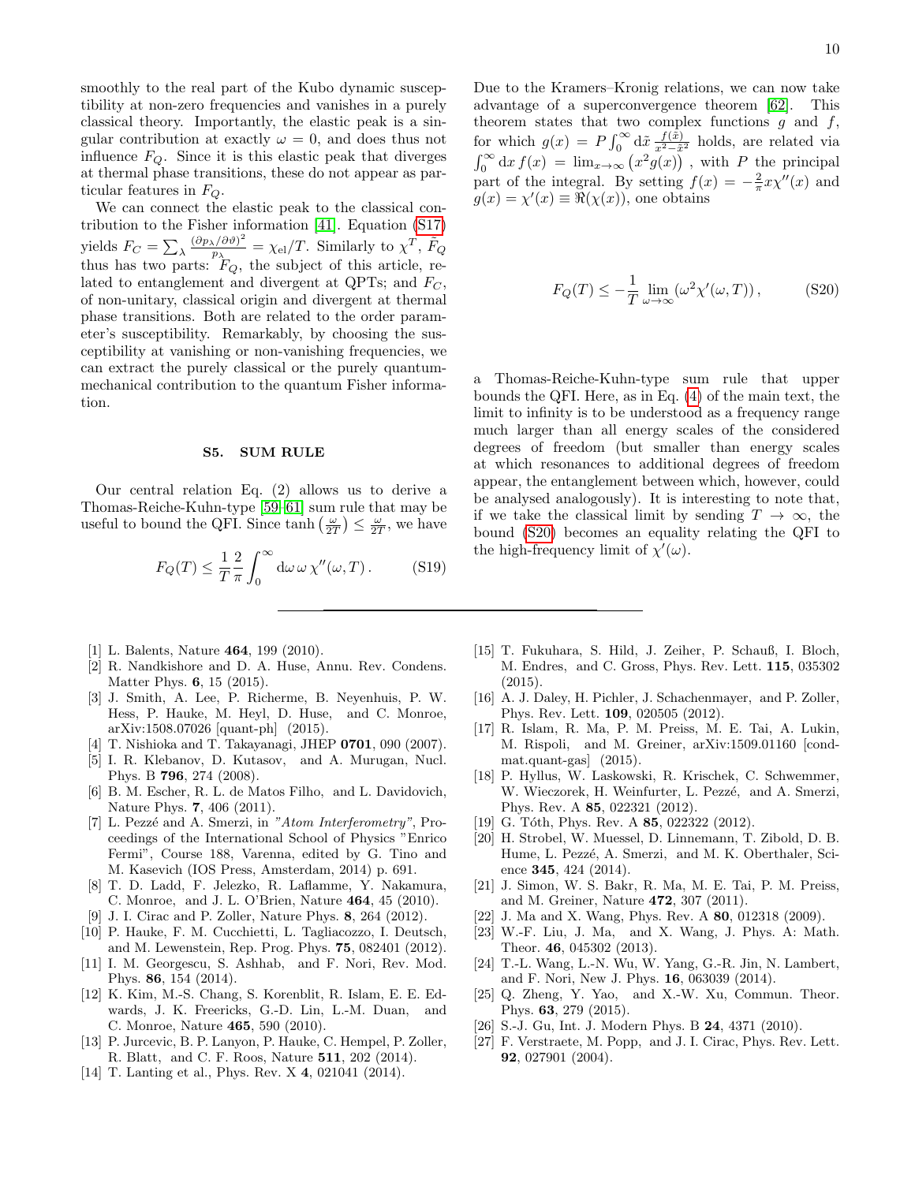smoothly to the real part of the Kubo dynamic susceptibility at non-zero frequencies and vanishes in a purely classical theory. Importantly, the elastic peak is a singular contribution at exactly $\omega = 0$, and does thus not influence $F_Q$. Since it is this elastic peak that diverges at thermal phase transitions, these do not appear as particular features in $F_Q$.

We can connect the elastic peak to the classical contribution to the Fisher information [41]. Equation (S17) yields $F_C = \sum_\lambda \frac{(\partial p_\lambda/\partial\vartheta)^2}{p_\lambda} = \chi_{\rm el}/T$. Similarly to $\chi^T$, $\tilde{F}_Q$ thus has two parts: $F_Q$, the subject of this article, related to entanglement and divergent at QPTs; and $F_C$, of non-unitary, classical origin and divergent at thermal phase transitions. Both are related to the order parameter's susceptibility. Remarkably, by choosing the susceptibility at vanishing or non-vanishing frequencies, we can extract the purely classical or the purely quantum-mechanical contribution to the quantum Fisher information.

## S5. SUM RULE

Our central relation Eq. (2) allows us to derive a Thomas-Reiche-Kuhn-type [59–61] sum rule that may be useful to bound the QFI. Since $\tanh\left(\frac{\omega}{2T}\right) \leq \frac{\omega}{2T}$, we have

$$F_Q(T) \leq \frac{1}{T}\frac{2}{\pi}\int_0^\infty \mathrm{d}\omega\, \omega\, \chi''(\omega, T)\,. \qquad \text{(S19)}$$

Due to the Kramers–Kronig relations, we can now take advantage of a superconvergence theorem [62]. This theorem states that two complex functions $g$ and $f$, for which $g(x) = P\int_0^\infty \mathrm{d}\tilde{x}\,\frac{f(\tilde{x})}{x^2-\tilde{x}^2}$ holds, are related via $\int_0^\infty \mathrm{d}x\, f(x) = \lim_{x\to\infty}\left(x^2 g(x)\right)$ , with $P$ the principal part of the integral. By setting $f(x) = -\frac{2}{\pi}x\chi''(x)$ and $g(x) = \chi'(x) \equiv \Re(\chi(x))$, one obtains

$$F_Q(T) \leq -\frac{1}{T}\lim_{\omega\to\infty}\left(\omega^2\chi'(\omega, T)\right), \qquad \text{(S20)}$$

a Thomas-Reiche-Kuhn-type sum rule that upper bounds the QFI. Here, as in Eq. (4) of the main text, the limit to infinity is to be understood as a frequency range much larger than all energy scales of the considered degrees of freedom (but smaller than energy scales at which resonances to additional degrees of freedom appear, the entanglement between which, however, could be analysed analogously). It is interesting to note that, if we take the classical limit by sending $T \to \infty$, the bound (S20) becomes an equality relating the QFI to the high-frequency limit of $\chi'(\omega)$.

---

[1] L. Balents, Nature **464**, 199 (2010).
[2] R. Nandkishore and D. A. Huse, Annu. Rev. Condens. Matter Phys. **6**, 15 (2015).
[3] J. Smith, A. Lee, P. Richerme, B. Neyenhuis, P. W. Hess, P. Hauke, M. Heyl, D. Huse, and C. Monroe, arXiv:1508.07026 [quant-ph] (2015).
[4] T. Nishioka and T. Takayanagi, JHEP **0701**, 090 (2007).
[5] I. R. Klebanov, D. Kutasov, and A. Murugan, Nucl. Phys. B **796**, 274 (2008).
[6] B. M. Escher, R. L. de Matos Filho, and L. Davidovich, Nature Phys. **7**, 406 (2011).
[7] L. Pezzé and A. Smerzi, in *"Atom Interferometry"*, Proceedings of the International School of Physics "Enrico Fermi", Course 188, Varenna, edited by G. Tino and M. Kasevich (IOS Press, Amsterdam, 2014) p. 691.
[8] T. D. Ladd, F. Jelezko, R. Laflamme, Y. Nakamura, C. Monroe, and J. L. O'Brien, Nature **464**, 45 (2010).
[9] J. I. Cirac and P. Zoller, Nature Phys. **8**, 264 (2012).
[10] P. Hauke, F. M. Cucchietti, L. Tagliacozzo, I. Deutsch, and M. Lewenstein, Rep. Prog. Phys. **75**, 082401 (2012).
[11] I. M. Georgescu, S. Ashhab, and F. Nori, Rev. Mod. Phys. **86**, 154 (2014).
[12] K. Kim, M.-S. Chang, S. Korenblit, R. Islam, E. E. Edwards, J. K. Freericks, G.-D. Lin, L.-M. Duan, and C. Monroe, Nature **465**, 590 (2010).
[13] P. Jurcevic, B. P. Lanyon, P. Hauke, C. Hempel, P. Zoller, R. Blatt, and C. F. Roos, Nature **511**, 202 (2014).
[14] T. Lanting et al., Phys. Rev. X **4**, 021041 (2014).
[15] T. Fukuhara, S. Hild, J. Zeiher, P. Schauß, I. Bloch, M. Endres, and C. Gross, Phys. Rev. Lett. **115**, 035302 (2015).
[16] A. J. Daley, H. Pichler, J. Schachenmayer, and P. Zoller, Phys. Rev. Lett. **109**, 020505 (2012).
[17] R. Islam, R. Ma, P. M. Preiss, M. E. Tai, A. Lukin, M. Rispoli, and M. Greiner, arXiv:1509.01160 [cond-mat.quant-gas] (2015).
[18] P. Hyllus, W. Laskowski, R. Krischek, C. Schwemmer, W. Wieczorek, H. Weinfurter, L. Pezzé, and A. Smerzi, Phys. Rev. A **85**, 022321 (2012).
[19] G. Tóth, Phys. Rev. A **85**, 022322 (2012).
[20] H. Strobel, W. Muessel, D. Linnemann, T. Zibold, D. B. Hume, L. Pezzé, A. Smerzi, and M. K. Oberthaler, Science **345**, 424 (2014).
[21] J. Simon, W. S. Bakr, R. Ma, M. E. Tai, P. M. Preiss, and M. Greiner, Nature **472**, 307 (2011).
[22] J. Ma and X. Wang, Phys. Rev. A **80**, 012318 (2009).
[23] W.-F. Liu, J. Ma, and X. Wang, J. Phys. A: Math. Theor. **46**, 045302 (2013).
[24] T.-L. Wang, L.-N. Wu, W. Yang, G.-R. Jin, N. Lambert, and F. Nori, New J. Phys. **16**, 063039 (2014).
[25] Q. Zheng, Y. Yao, and X.-W. Xu, Commun. Theor. Phys. **63**, 279 (2015).
[26] S.-J. Gu, Int. J. Modern Phys. B **24**, 4371 (2010).
[27] F. Verstraete, M. Popp, and J. I. Cirac, Phys. Rev. Lett. **92**, 027901 (2004).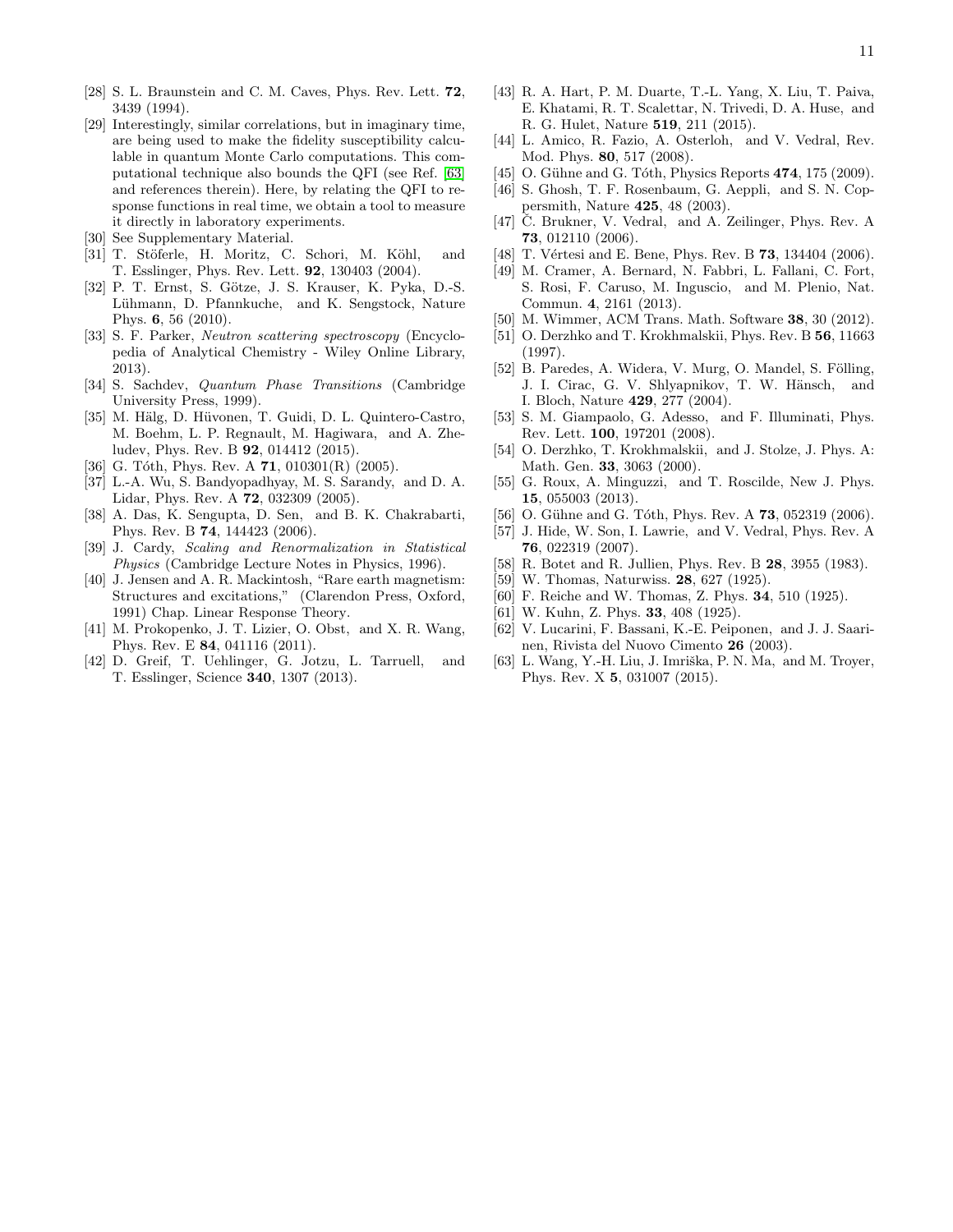[28] S. L. Braunstein and C. M. Caves, Phys. Rev. Lett. **72**, 3439 (1994).

[29] Interestingly, similar correlations, but in imaginary time, are being used to make the fidelity susceptibility calculable in quantum Monte Carlo computations. This computational technique also bounds the QFI (see Ref. [63] and references therein). Here, by relating the QFI to response functions in real time, we obtain a tool to measure it directly in laboratory experiments.

[30] See Supplementary Material.

[31] T. Stöferle, H. Moritz, C. Schori, M. Köhl, and T. Esslinger, Phys. Rev. Lett. **92**, 130403 (2004).

[32] P. T. Ernst, S. Götze, J. S. Krauser, K. Pyka, D.-S. Lühmann, D. Pfannkuche, and K. Sengstock, Nature Phys. **6**, 56 (2010).

[33] S. F. Parker, *Neutron scattering spectroscopy* (Encyclopedia of Analytical Chemistry - Wiley Online Library, 2013).

[34] S. Sachdev, *Quantum Phase Transitions* (Cambridge University Press, 1999).

[35] M. Hälg, D. Hüvonen, T. Guidi, D. L. Quintero-Castro, M. Boehm, L. P. Regnault, M. Hagiwara, and A. Zheludev, Phys. Rev. B **92**, 014412 (2015).

[36] G. Tóth, Phys. Rev. A **71**, 010301(R) (2005).

[37] L.-A. Wu, S. Bandyopadhyay, M. S. Sarandy, and D. A. Lidar, Phys. Rev. A **72**, 032309 (2005).

[38] A. Das, K. Sengupta, D. Sen, and B. K. Chakrabarti, Phys. Rev. B **74**, 144423 (2006).

[39] J. Cardy, *Scaling and Renormalization in Statistical Physics* (Cambridge Lecture Notes in Physics, 1996).

[40] J. Jensen and A. R. Mackintosh, "Rare earth magnetism: Structures and excitations," (Clarendon Press, Oxford, 1991) Chap. Linear Response Theory.

[41] M. Prokopenko, J. T. Lizier, O. Obst, and X. R. Wang, Phys. Rev. E **84**, 041116 (2011).

[42] D. Greif, T. Uehlinger, G. Jotzu, L. Tarruell, and T. Esslinger, Science **340**, 1307 (2013).

[43] R. A. Hart, P. M. Duarte, T.-L. Yang, X. Liu, T. Paiva, E. Khatami, R. T. Scalettar, N. Trivedi, D. A. Huse, and R. G. Hulet, Nature **519**, 211 (2015).

[44] L. Amico, R. Fazio, A. Osterloh, and V. Vedral, Rev. Mod. Phys. **80**, 517 (2008).

[45] O. Gühne and G. Tóth, Physics Reports **474**, 175 (2009).

[46] S. Ghosh, T. F. Rosenbaum, G. Aeppli, and S. N. Coppersmith, Nature **425**, 48 (2003).

[47] Č. Brukner, V. Vedral, and A. Zeilinger, Phys. Rev. A **73**, 012110 (2006).

[48] T. Vértesi and E. Bene, Phys. Rev. B **73**, 134404 (2006).

[49] M. Cramer, A. Bernard, N. Fabbri, L. Fallani, C. Fort, S. Rosi, F. Caruso, M. Inguscio, and M. Plenio, Nat. Commun. **4**, 2161 (2013).

[50] M. Wimmer, ACM Trans. Math. Software **38**, 30 (2012).

[51] O. Derzhko and T. Krokhmalskii, Phys. Rev. B **56**, 11663 (1997).

[52] B. Paredes, A. Widera, V. Murg, O. Mandel, S. Fölling, J. I. Cirac, G. V. Shlyapnikov, T. W. Hänsch, and I. Bloch, Nature **429**, 277 (2004).

[53] S. M. Giampaolo, G. Adesso, and F. Illuminati, Phys. Rev. Lett. **100**, 197201 (2008).

[54] O. Derzhko, T. Krokhmalskii, and J. Stolze, J. Phys. A: Math. Gen. **33**, 3063 (2000).

[55] G. Roux, A. Minguzzi, and T. Roscilde, New J. Phys. **15**, 055003 (2013).

[56] O. Gühne and G. Tóth, Phys. Rev. A **73**, 052319 (2006).

[57] J. Hide, W. Son, I. Lawrie, and V. Vedral, Phys. Rev. A **76**, 022319 (2007).

[58] R. Botet and R. Jullien, Phys. Rev. B **28**, 3955 (1983).

[59] W. Thomas, Naturwiss. **28**, 627 (1925).

[60] F. Reiche and W. Thomas, Z. Phys. **34**, 510 (1925).

[61] W. Kuhn, Z. Phys. **33**, 408 (1925).

[62] V. Lucarini, F. Bassani, K.-E. Peiponen, and J. J. Saarinen, Rivista del Nuovo Cimento **26** (2003).

[63] L. Wang, Y.-H. Liu, J. Imriška, P. N. Ma, and M. Troyer, Phys. Rev. X **5**, 031007 (2015).